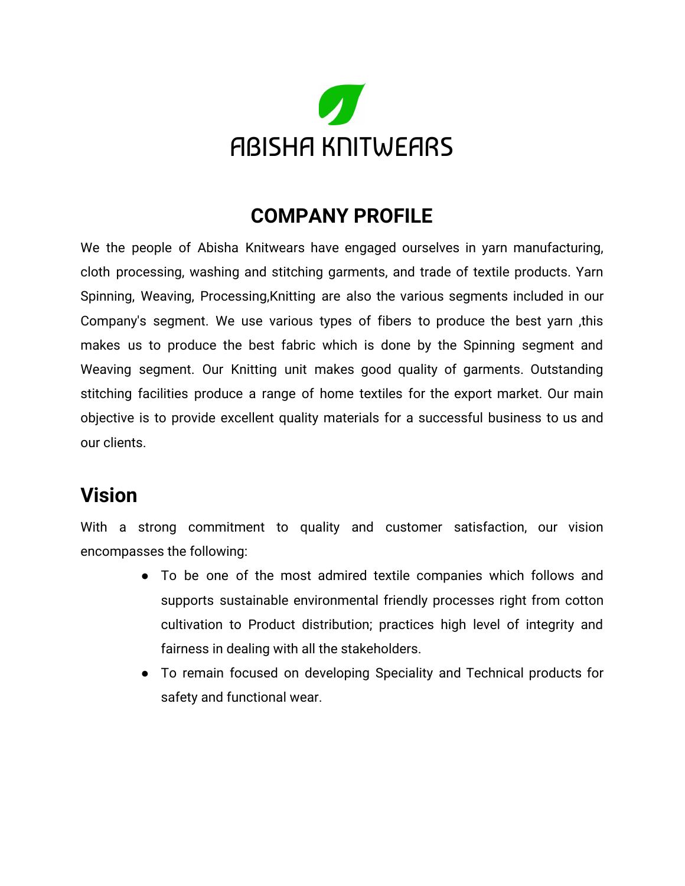ABISHA KNITWEARS

# COMPANY PROFILE

We the people of Abisha Knitwears have engaged ourselves in yarn manufacturing, cloth processing, washing and stitching garments, and trade of textile products. Yarn Spinning, Weaving, Processing,Knitting are also the various segments included in our Company's segment. We use various types of fibers to produce the best yarn ,this makes us to produce the best fabric which is done by the Spinning segment and Weaving segment. Our Knitting unit makes good quality of garments. Outstanding stitching facilities produce a range of home textiles for the export market. Our main objective is to provide excellent quality materials for a successful business to us and our clients.

## Vision

With a strong commitment to quality and customer satisfaction, our vision encompasses the following:

- To be one of the most admired textile companies which follows and supports sustainable environmental friendly processes right from cotton cultivation to Product distribution; practices high level of integrity and fairness in dealing with all the stakeholders.
- To remain focused on developing Speciality and Technical products for safety and functional wear.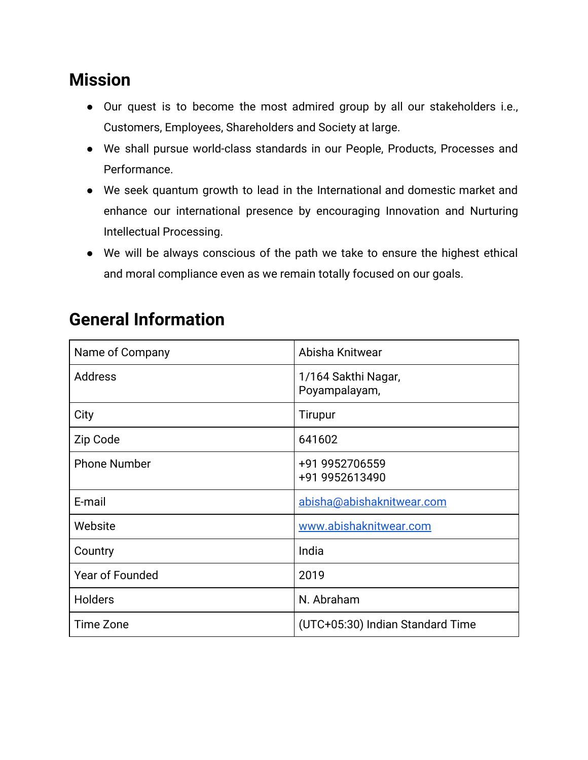## Mission

- Our quest is to become the most admired group by all our stakeholders i.e., Customers, Employees, Shareholders and Society at large.
- We shall pursue world-class standards in our People, Products, Processes and Performance.
- We seek quantum growth to lead in the International and domestic market and enhance our international presence by encouraging Innovation and Nurturing Intellectual Processing.
- We will be always conscious of the path we take to ensure the highest ethical and moral compliance even as we remain totally focused on our goals.

## General Information

| Name of Company | Abisha Knitwear |
|---|---|
| Address | 1/164 Sakthi Nagar,<br>Poyampalayam, |
| City | Tirupur |
| Zip Code | 641602 |
| Phone Number | +91 9952706559<br>+91 9952613490 |
| E-mail | abisha@abishaknitwear.com |
| Website | www.abishaknitwear.com |
| Country | India |
| Year of Founded | 2019 |
| Holders | N. Abraham |
| Time Zone | (UTC+05:30) Indian Standard Time |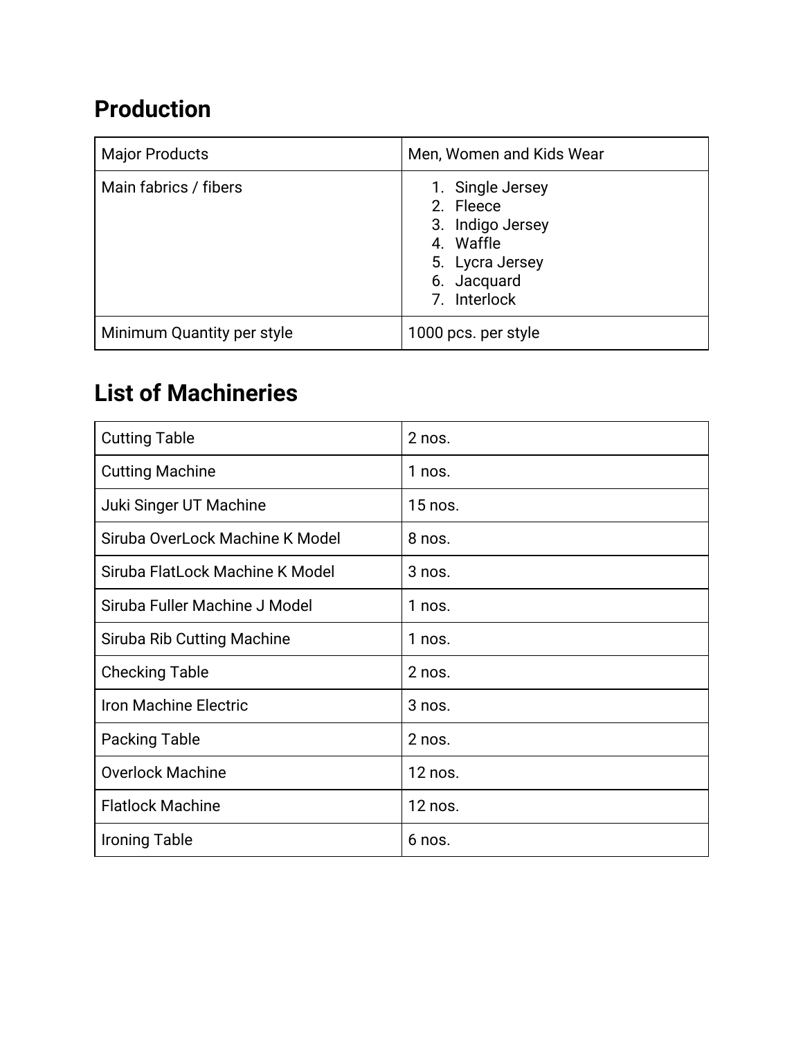## Production

| | |
|---|---|
| Major Products | Men, Women and Kids Wear |
| Main fabrics / fibers | 1. Single Jersey<br>2. Fleece<br>3. Indigo Jersey<br>4. Waffle<br>5. Lycra Jersey<br>6. Jacquard<br>7. Interlock |
| Minimum Quantity per style | 1000 pcs. per style |

## List of Machineries

| | |
|---|---|
| Cutting Table | 2 nos. |
| Cutting Machine | 1 nos. |
| Juki Singer UT Machine | 15 nos. |
| Siruba OverLock Machine K Model | 8 nos. |
| Siruba FlatLock Machine K Model | 3 nos. |
| Siruba Fuller Machine J Model | 1 nos. |
| Siruba Rib Cutting Machine | 1 nos. |
| Checking Table | 2 nos. |
| Iron Machine Electric | 3 nos. |
| Packing Table | 2 nos. |
| Overlock Machine | 12 nos. |
| Flatlock Machine | 12 nos. |
| Ironing Table | 6 nos. |